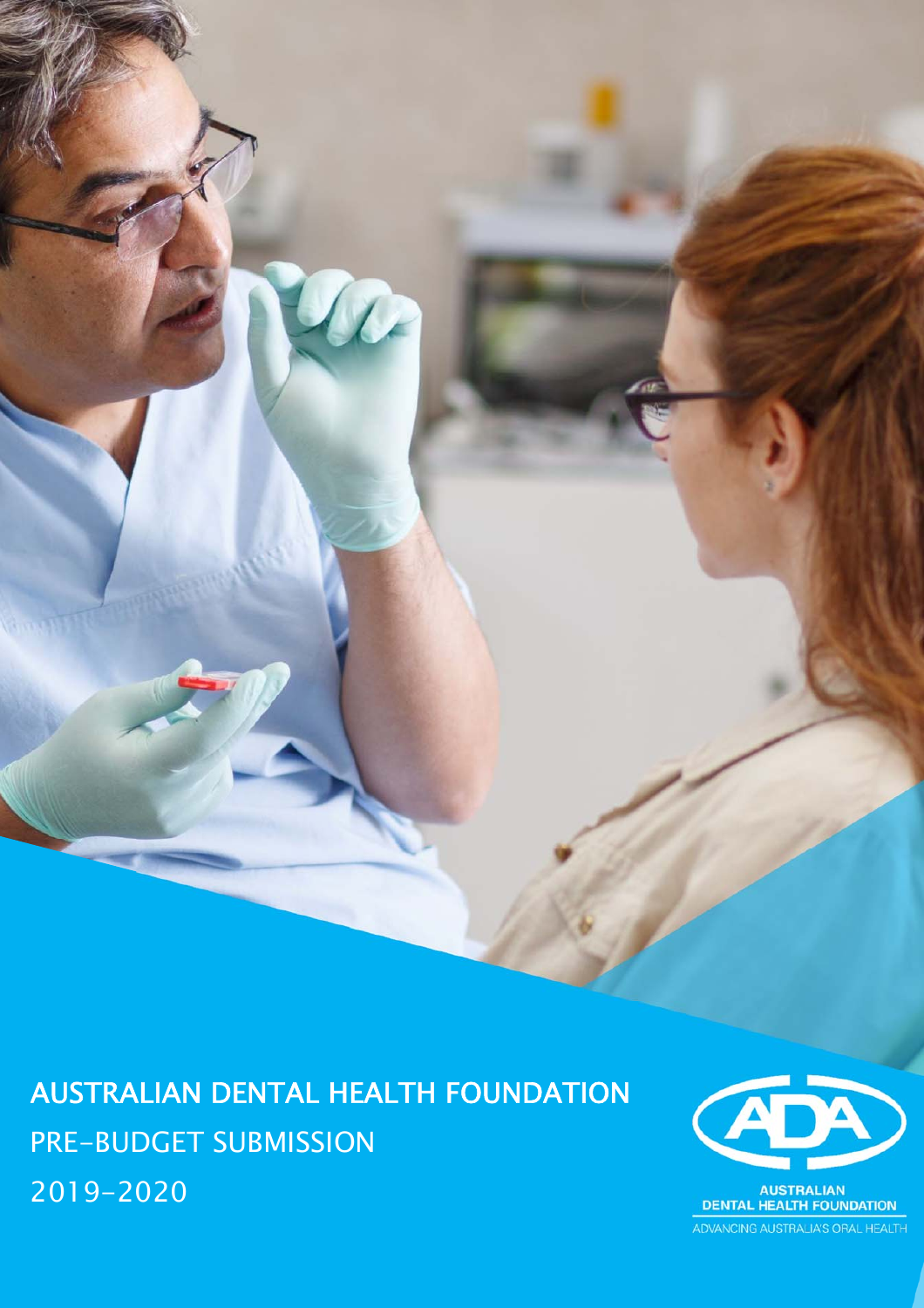# AUSTRALIAN DENTAL HEALTH FOUNDATION

## PRE-BUDGET SUBMISSION

## 2019-2020

AUSTRALIAN DENTAL HEALTH FOUNDATION

ADVANCING AUSTRALIA'S ORAL HEALTH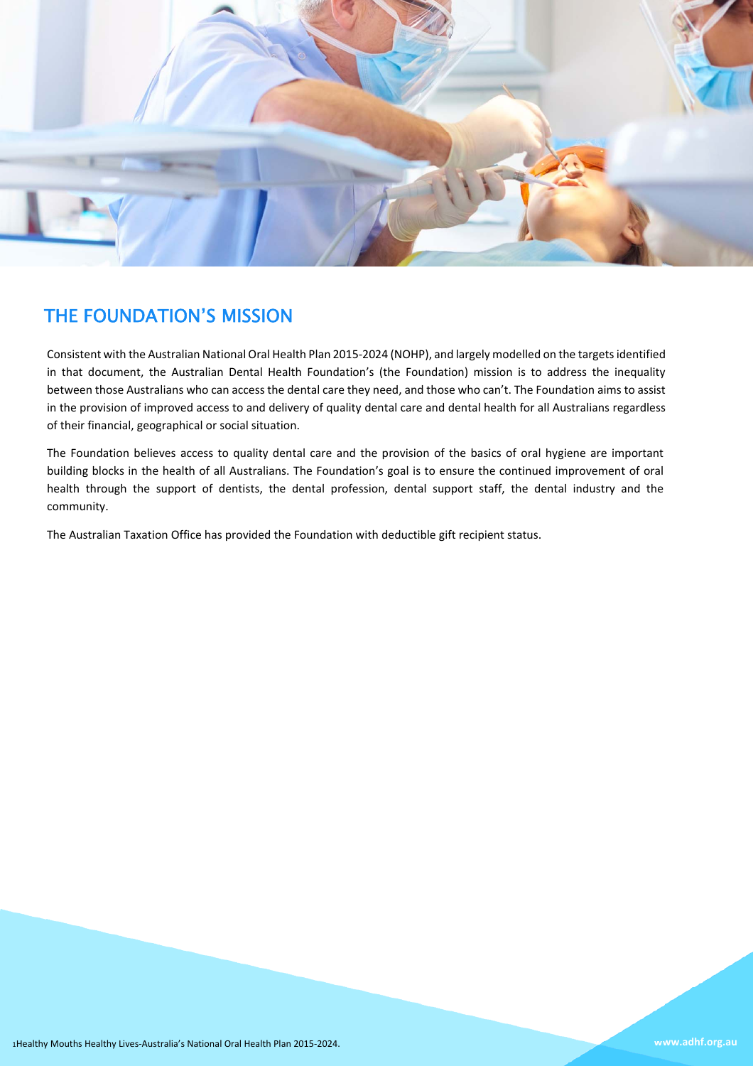## THE FOUNDATION'S MISSION

Consistent with the Australian National Oral Health Plan 2015-2024 (NOHP), and largely modelled on the targets identified in that document, the Australian Dental Health Foundation's (the Foundation) mission is to address the inequality between those Australians who can access the dental care they need, and those who can't. The Foundation aims to assist in the provision of improved access to and delivery of quality dental care and dental health for all Australians regardless of their financial, geographical or social situation.

The Foundation believes access to quality dental care and the provision of the basics of oral hygiene are important building blocks in the health of all Australians. The Foundation's goal is to ensure the continued improvement of oral health through the support of dentists, the dental profession, dental support staff, the dental industry and the community.

The Australian Taxation Office has provided the Foundation with deductible gift recipient status.

[1] Healthy Mouths Healthy Lives-Australia's National Oral Health Plan 2015-2024.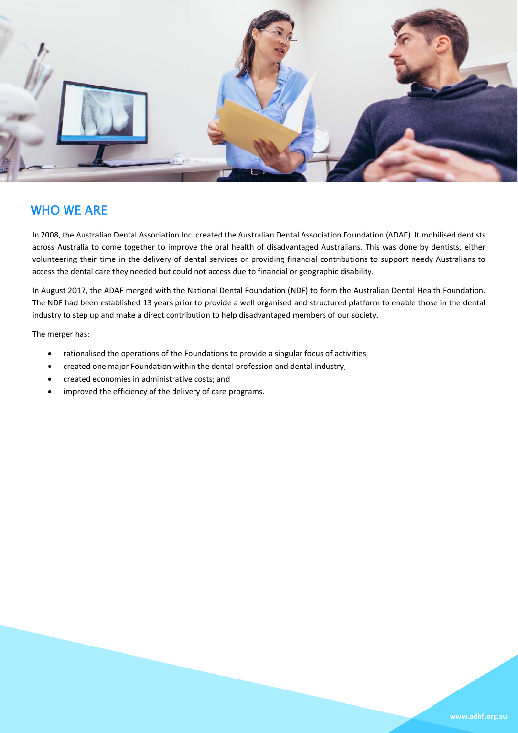## WHO WE ARE

In 2008, the Australian Dental Association Inc. created the Australian Dental Association Foundation (ADAF). It mobilised dentists across Australia to come together to improve the oral health of disadvantaged Australians. This was done by dentists, either volunteering their time in the delivery of dental services or providing financial contributions to support needy Australians to access the dental care they needed but could not access due to financial or geographic disability.

In August 2017, the ADAF merged with the National Dental Foundation (NDF) to form the Australian Dental Health Foundation. The NDF had been established 13 years prior to provide a well organised and structured platform to enable those in the dental industry to step up and make a direct contribution to help disadvantaged members of our society.

The merger has:

- rationalised the operations of the Foundations to provide a singular focus of activities;
- created one major Foundation within the dental profession and dental industry;
- created economies in administrative costs; and
- improved the efficiency of the delivery of care programs.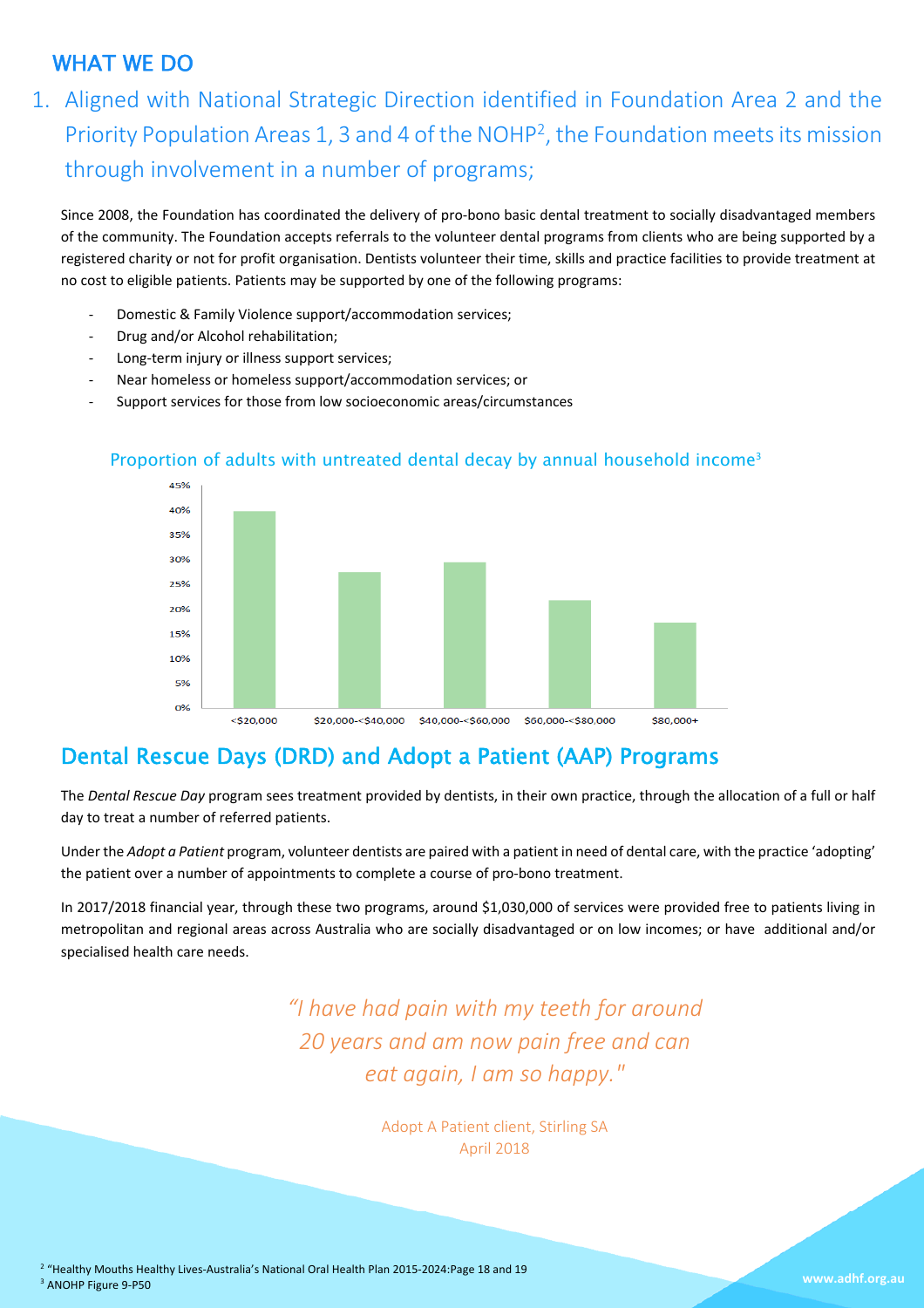## WHAT WE DO

1. Aligned with National Strategic Direction identified in Foundation Area 2 and the Priority Population Areas 1, 3 and 4 of the NOHP[2], the Foundation meets its mission through involvement in a number of programs;

Since 2008, the Foundation has coordinated the delivery of pro-bono basic dental treatment to socially disadvantaged members of the community. The Foundation accepts referrals to the volunteer dental programs from clients who are being supported by a registered charity or not for profit organisation. Dentists volunteer their time, skills and practice facilities to provide treatment at no cost to eligible patients. Patients may be supported by one of the following programs:

- Domestic & Family Violence support/accommodation services;
- Drug and/or Alcohol rehabilitation;
- Long-term injury or illness support services;
- Near homeless or homeless support/accommodation services; or
- Support services for those from low socioeconomic areas/circumstances

Proportion of adults with untreated dental decay by annual household income[3]

| Annual household income | Proportion (approx.) |
|---|---|
| <$20,000 | 40% |
| $20,000-<$40,000 | 27.5% |
| $40,000-<$60,000 | 29.5% |
| $60,000-<$80,000 | 22% |
| $80,000+ | 17.5% |

## Dental Rescue Days (DRD) and Adopt a Patient (AAP) Programs

The *Dental Rescue Day* program sees treatment provided by dentists, in their own practice, through the allocation of a full or half day to treat a number of referred patients.

Under the *Adopt a Patient* program, volunteer dentists are paired with a patient in need of dental care, with the practice 'adopting' the patient over a number of appointments to complete a course of pro-bono treatment.

In 2017/2018 financial year, through these two programs, around $1,030,000 of services were provided free to patients living in metropolitan and regional areas across Australia who are socially disadvantaged or on low incomes; or have additional and/or specialised health care needs.

*"I have had pain with my teeth for around 20 years and am now pain free and can eat again, I am so happy."*

Adopt A Patient client, Stirling SA
April 2018

[2] "Healthy Mouths Healthy Lives-Australia's National Oral Health Plan 2015-2024:Page 18 and 19
[3] ANOHP Figure 9-P50

www.adhf.org.au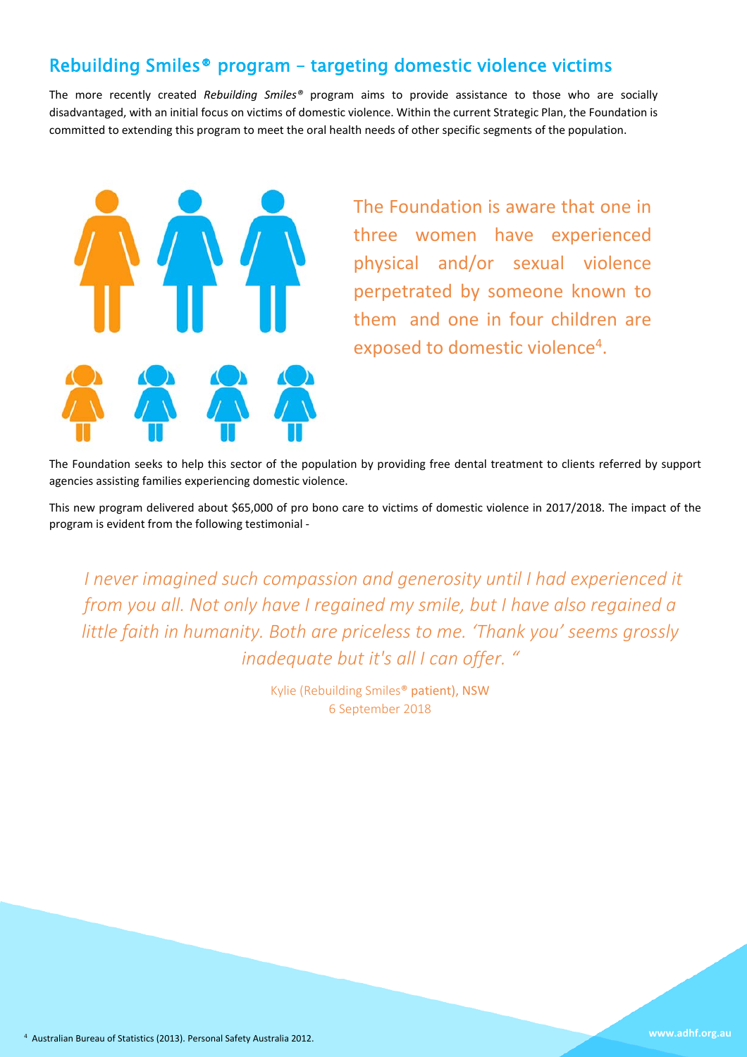## Rebuilding Smiles® program – targeting domestic violence victims

The more recently created *Rebuilding Smiles®* program aims to provide assistance to those who are socially disadvantaged, with an initial focus on victims of domestic violence. Within the current Strategic Plan, the Foundation is committed to extending this program to meet the oral health needs of other specific segments of the population.

The Foundation is aware that one in three women have experienced physical and/or sexual violence perpetrated by someone known to them and one in four children are exposed to domestic violence[4].

The Foundation seeks to help this sector of the population by providing free dental treatment to clients referred by support agencies assisting families experiencing domestic violence.

This new program delivered about $65,000 of pro bono care to victims of domestic violence in 2017/2018. The impact of the program is evident from the following testimonial -

> *I never imagined such compassion and generosity until I had experienced it from you all. Not only have I regained my smile, but I have also regained a little faith in humanity. Both are priceless to me. 'Thank you' seems grossly inadequate but it's all I can offer. "*

Kylie (Rebuilding Smiles® patient), NSW
6 September 2018

[4] Australian Bureau of Statistics (2013). Personal Safety Australia 2012.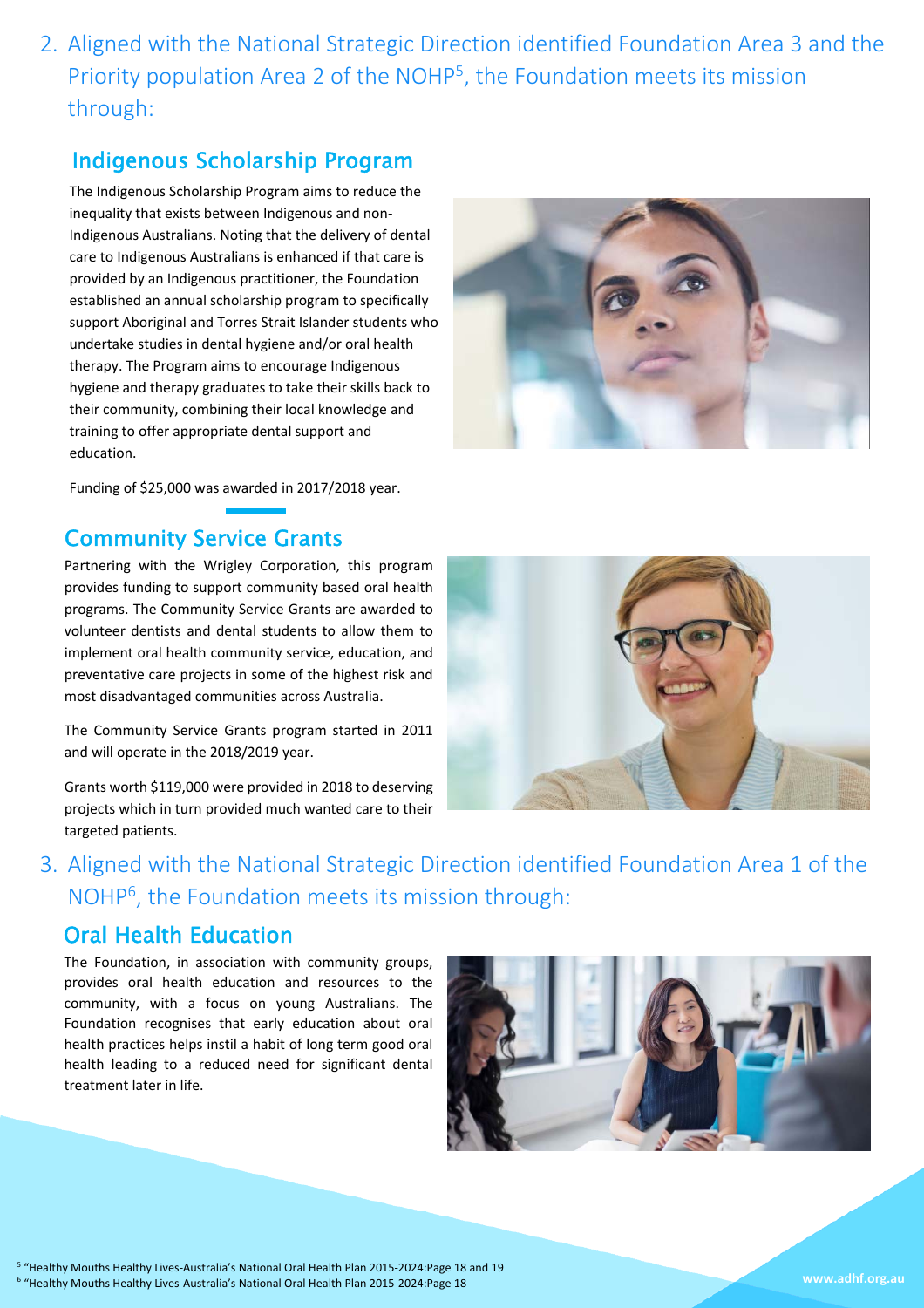2. Aligned with the National Strategic Direction identified Foundation Area 3 and the Priority population Area 2 of the NOHP[5], the Foundation meets its mission through:

## Indigenous Scholarship Program

The Indigenous Scholarship Program aims to reduce the inequality that exists between Indigenous and non-Indigenous Australians. Noting that the delivery of dental care to Indigenous Australians is enhanced if that care is provided by an Indigenous practitioner, the Foundation established an annual scholarship program to specifically support Aboriginal and Torres Strait Islander students who undertake studies in dental hygiene and/or oral health therapy. The Program aims to encourage Indigenous hygiene and therapy graduates to take their skills back to their community, combining their local knowledge and training to offer appropriate dental support and education.

Funding of $25,000 was awarded in 2017/2018 year.

## Community Service Grants

Partnering with the Wrigley Corporation, this program provides funding to support community based oral health programs. The Community Service Grants are awarded to volunteer dentists and dental students to allow them to implement oral health community service, education, and preventative care projects in some of the highest risk and most disadvantaged communities across Australia.

The Community Service Grants program started in 2011 and will operate in the 2018/2019 year.

Grants worth $119,000 were provided in 2018 to deserving projects which in turn provided much wanted care to their targeted patients.

3. Aligned with the National Strategic Direction identified Foundation Area 1 of the NOHP[6], the Foundation meets its mission through:

## Oral Health Education

The Foundation, in association with community groups, provides oral health education and resources to the community, with a focus on young Australians. The Foundation recognises that early education about oral health practices helps instil a habit of long term good oral health leading to a reduced need for significant dental treatment later in life.

[5] "Healthy Mouths Healthy Lives-Australia's National Oral Health Plan 2015-2024:Page 18 and 19
[6] "Healthy Mouths Healthy Lives-Australia's National Oral Health Plan 2015-2024:Page 18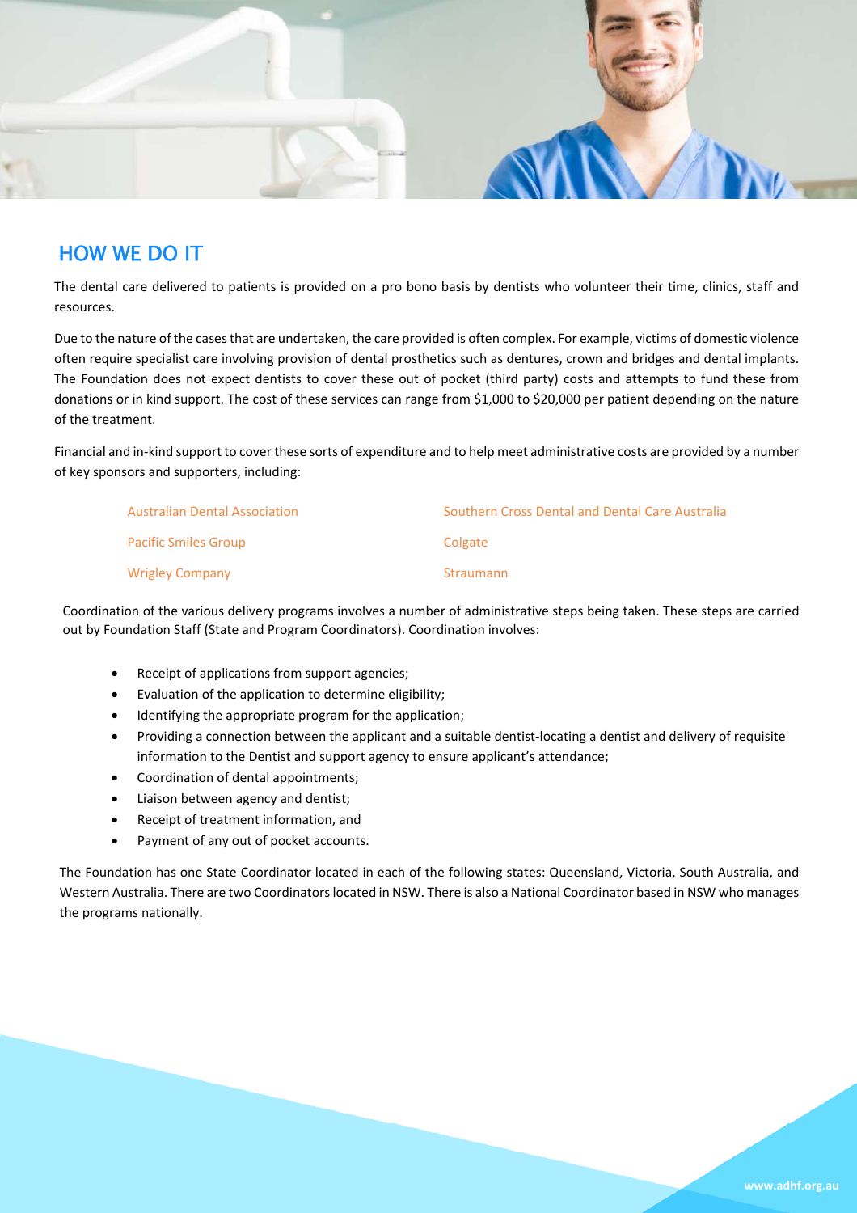## HOW WE DO IT

The dental care delivered to patients is provided on a pro bono basis by dentists who volunteer their time, clinics, staff and resources.

Due to the nature of the cases that are undertaken, the care provided is often complex. For example, victims of domestic violence often require specialist care involving provision of dental prosthetics such as dentures, crown and bridges and dental implants. The Foundation does not expect dentists to cover these out of pocket (third party) costs and attempts to fund these from donations or in kind support. The cost of these services can range from $1,000 to $20,000 per patient depending on the nature of the treatment.

Financial and in-kind support to cover these sorts of expenditure and to help meet administrative costs are provided by a number of key sponsors and supporters, including:

- Australian Dental Association
- Southern Cross Dental and Dental Care Australia
- Pacific Smiles Group
- Colgate
- Wrigley Company
- Straumann

Coordination of the various delivery programs involves a number of administrative steps being taken. These steps are carried out by Foundation Staff (State and Program Coordinators). Coordination involves:

- Receipt of applications from support agencies;
- Evaluation of the application to determine eligibility;
- Identifying the appropriate program for the application;
- Providing a connection between the applicant and a suitable dentist-locating a dentist and delivery of requisite information to the Dentist and support agency to ensure applicant's attendance;
- Coordination of dental appointments;
- Liaison between agency and dentist;
- Receipt of treatment information, and
- Payment of any out of pocket accounts.

The Foundation has one State Coordinator located in each of the following states: Queensland, Victoria, South Australia, and Western Australia. There are two Coordinators located in NSW. There is also a National Coordinator based in NSW who manages the programs nationally.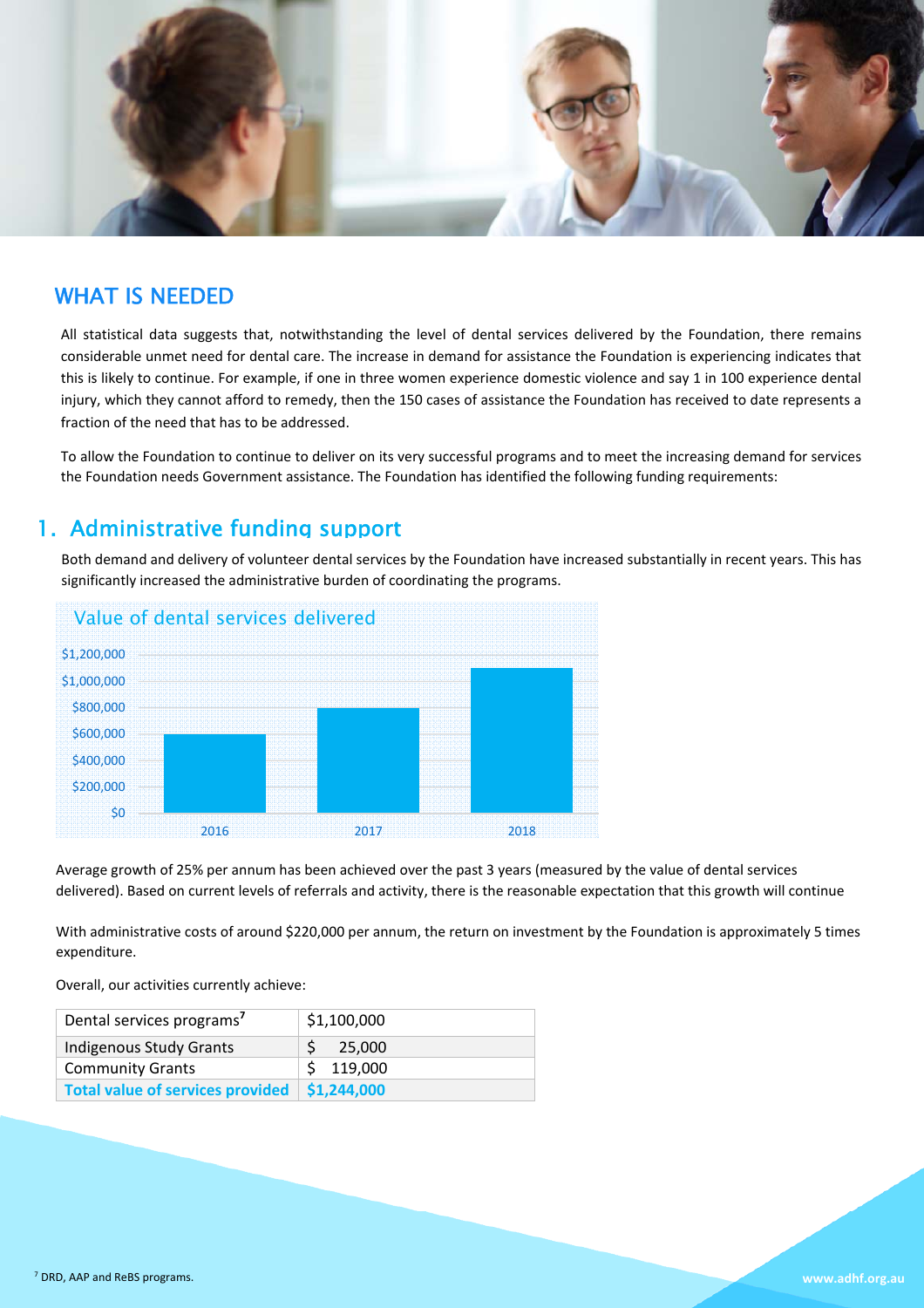## WHAT IS NEEDED

All statistical data suggests that, notwithstanding the level of dental services delivered by the Foundation, there remains considerable unmet need for dental care. The increase in demand for assistance the Foundation is experiencing indicates that this is likely to continue. For example, if one in three women experience domestic violence and say 1 in 100 experience dental injury, which they cannot afford to remedy, then the 150 cases of assistance the Foundation has received to date represents a fraction of the need that has to be addressed.

To allow the Foundation to continue to deliver on its very successful programs and to meet the increasing demand for services the Foundation needs Government assistance. The Foundation has identified the following funding requirements:

## 1. Administrative funding support

Both demand and delivery of volunteer dental services by the Foundation have increased substantially in recent years. This has significantly increased the administrative burden of coordinating the programs.

Value of dental services delivered

| Year | Value |
|---|---|
| 2016 | ~$600,000 |
| 2017 | ~$800,000 |
| 2018 | ~$1,100,000 |

Average growth of 25% per annum has been achieved over the past 3 years (measured by the value of dental services delivered). Based on current levels of referrals and activity, there is the reasonable expectation that this growth will continue

With administrative costs of around $220,000 per annum, the return on investment by the Foundation is approximately 5 times expenditure.

Overall, our activities currently achieve:

| Dental services programs[7] | $1,100,000 |
|---|---|
| Indigenous Study Grants | $ 25,000 |
| Community Grants | $ 119,000 |
| **Total value of services provided** | **$1,244,000** |

[7] DRD, AAP and ReBS programs.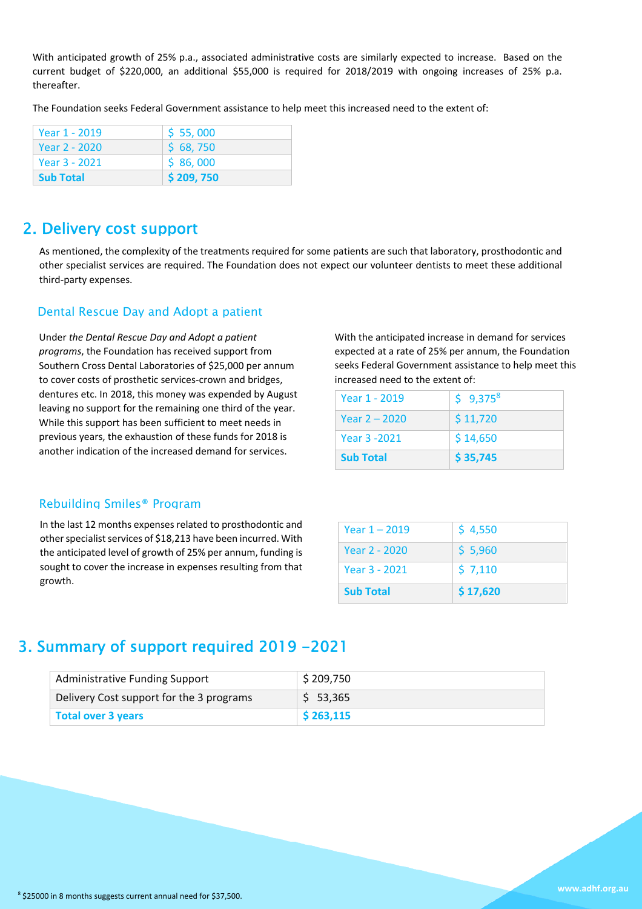With anticipated growth of 25% p.a., associated administrative costs are similarly expected to increase. Based on the current budget of $220,000, an additional $55,000 is required for 2018/2019 with ongoing increases of 25% p.a. thereafter.

The Foundation seeks Federal Government assistance to help meet this increased need to the extent of:

| Year 1 - 2019 | $ 55, 000 |
|---|---|
| Year 2 - 2020 | $ 68, 750 |
| Year 3 - 2021 | $ 86, 000 |
| **Sub Total** | **$ 209, 750** |

## 2. Delivery cost support

As mentioned, the complexity of the treatments required for some patients are such that laboratory, prosthodontic and other specialist services are required. The Foundation does not expect our volunteer dentists to meet these additional third-party expenses.

### Dental Rescue Day and Adopt a patient

Under *the Dental Rescue Day and Adopt a patient programs*, the Foundation has received support from Southern Cross Dental Laboratories of $25,000 per annum to cover costs of prosthetic services-crown and bridges, dentures etc. In 2018, this money was expended by August leaving no support for the remaining one third of the year. While this support has been sufficient to meet needs in previous years, the exhaustion of these funds for 2018 is another indication of the increased demand for services.

With the anticipated increase in demand for services expected at a rate of 25% per annum, the Foundation seeks Federal Government assistance to help meet this increased need to the extent of:

| Year 1 - 2019 | $ 9,375[8] |
|---|---|
| Year 2 – 2020 | $ 11,720 |
| Year 3 -2021 | $ 14,650 |
| **Sub Total** | **$ 35,745** |

### Rebuilding Smiles® Program

In the last 12 months expenses related to prosthodontic and other specialist services of $18,213 have been incurred. With the anticipated level of growth of 25% per annum, funding is sought to cover the increase in expenses resulting from that growth.

| Year 1 – 2019 | $ 4,550 |
|---|---|
| Year 2 - 2020 | $ 5,960 |
| Year 3 - 2021 | $ 7,110 |
| **Sub Total** | **$ 17,620** |

## 3. Summary of support required 2019 -2021

| Administrative Funding Support | $ 209,750 |
|---|---|
| Delivery Cost support for the 3 programs | $ 53,365 |
| **Total over 3 years** | **$ 263,115** |

[8] $25000 in 8 months suggests current annual need for $37,500.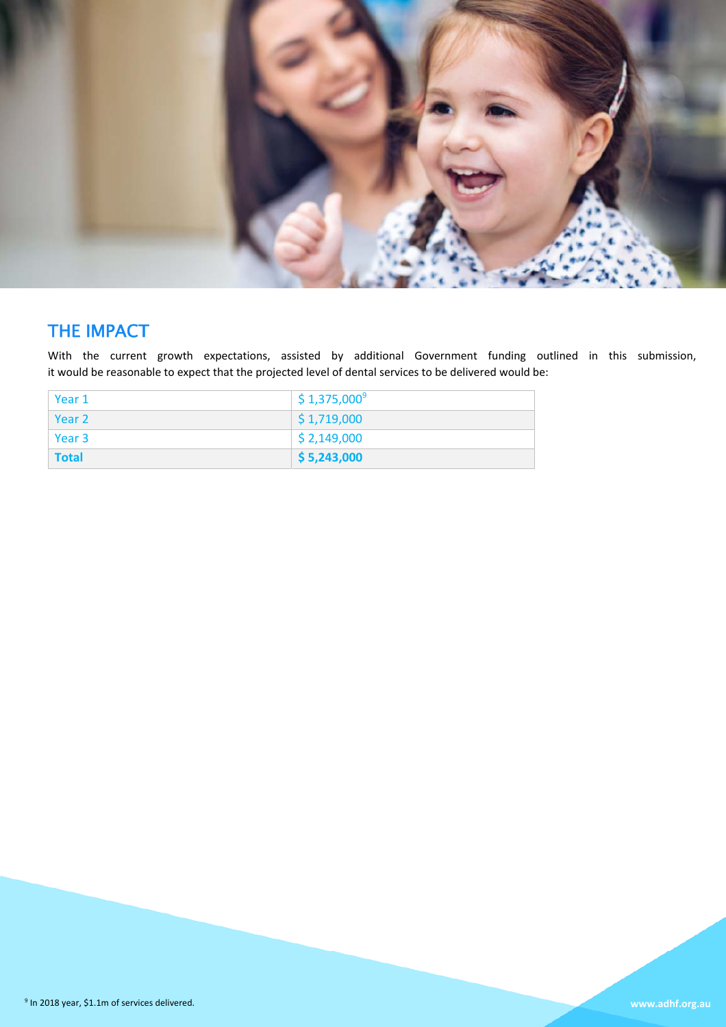## THE IMPACT

With the current growth expectations, assisted by additional Government funding outlined in this submission, it would be reasonable to expect that the projected level of dental services to be delivered would be:

| | |
|---|---|
| Year 1 | $ 1,375,000[9] |
| Year 2 | $ 1,719,000 |
| Year 3 | $ 2,149,000 |
| **Total** | **$ 5,243,000** |

[9] In 2018 year, $1.1m of services delivered.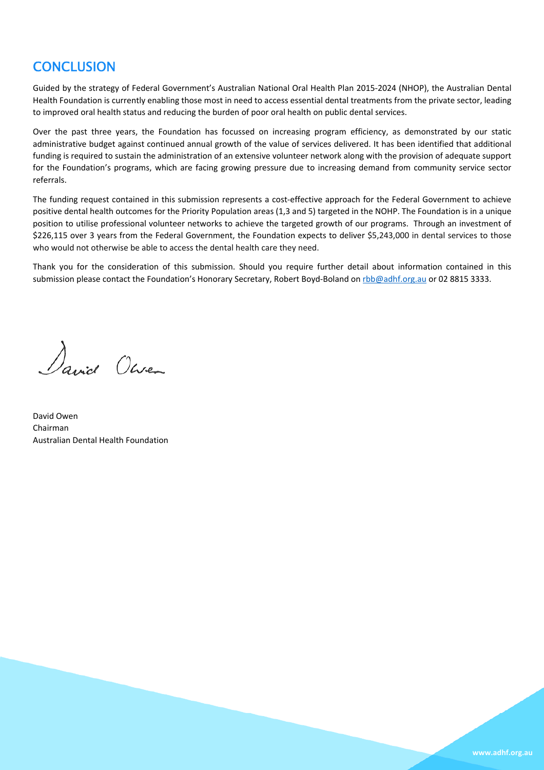## CONCLUSION

Guided by the strategy of Federal Government's Australian National Oral Health Plan 2015-2024 (NHOP), the Australian Dental Health Foundation is currently enabling those most in need to access essential dental treatments from the private sector, leading to improved oral health status and reducing the burden of poor oral health on public dental services.

Over the past three years, the Foundation has focussed on increasing program efficiency, as demonstrated by our static administrative budget against continued annual growth of the value of services delivered. It has been identified that additional funding is required to sustain the administration of an extensive volunteer network along with the provision of adequate support for the Foundation's programs, which are facing growing pressure due to increasing demand from community service sector referrals.

The funding request contained in this submission represents a cost-effective approach for the Federal Government to achieve positive dental health outcomes for the Priority Population areas (1,3 and 5) targeted in the NOHP. The Foundation is in a unique position to utilise professional volunteer networks to achieve the targeted growth of our programs. Through an investment of $226,115 over 3 years from the Federal Government, the Foundation expects to deliver $5,243,000 in dental services to those who would not otherwise be able to access the dental health care they need.

Thank you for the consideration of this submission. Should you require further detail about information contained in this submission please contact the Foundation's Honorary Secretary, Robert Boyd-Boland on rbb@adhf.org.au or 02 8815 3333.

David Owen

David Owen
Chairman
Australian Dental Health Foundation